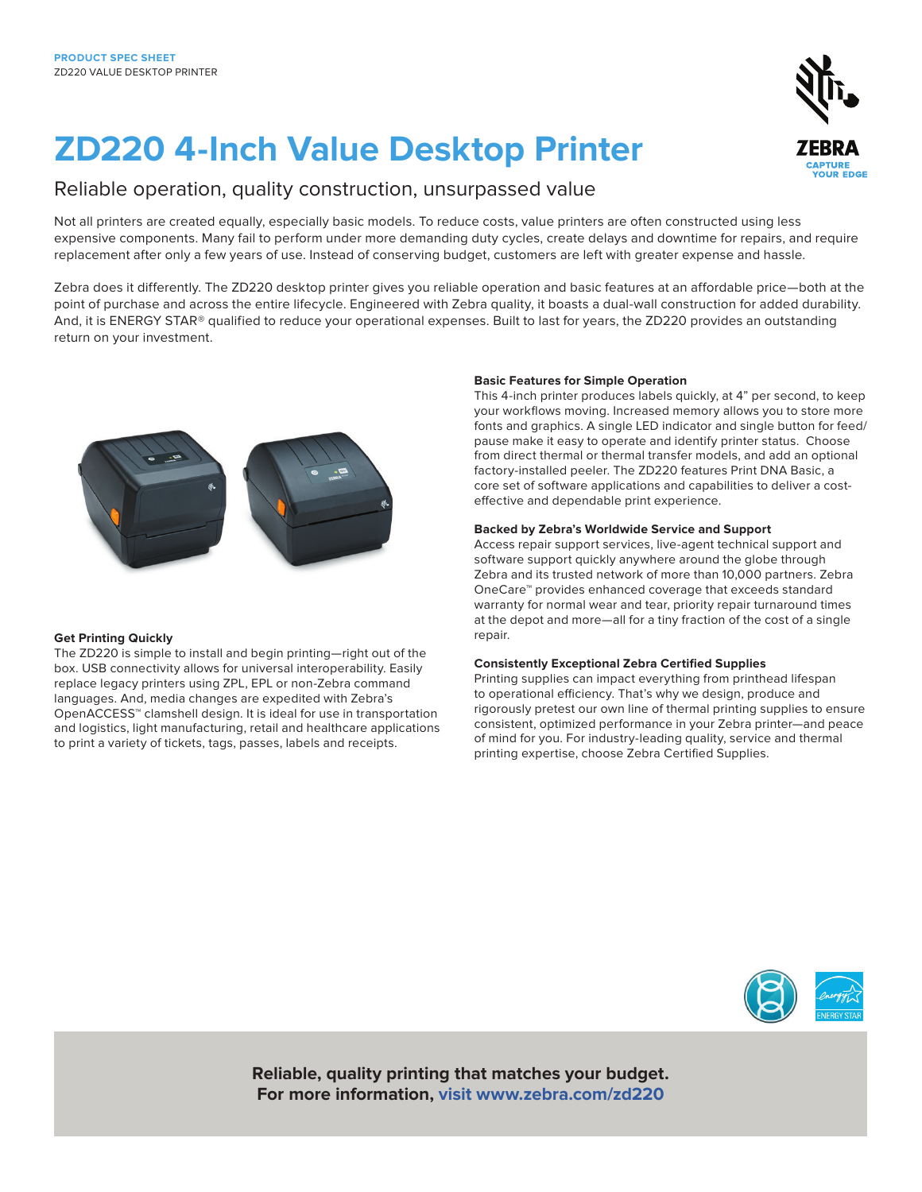**PRODUCT SPEC SHEET**
ZD220 VALUE DESKTOP PRINTER

# ZD220 4-Inch Value Desktop Printer

## Reliable operation, quality construction, unsurpassed value

Not all printers are created equally, especially basic models. To reduce costs, value printers are often constructed using less expensive components. Many fail to perform under more demanding duty cycles, create delays and downtime for repairs, and require replacement after only a few years of use. Instead of conserving budget, customers are left with greater expense and hassle.

Zebra does it differently. The ZD220 desktop printer gives you reliable operation and basic features at an affordable price—both at the point of purchase and across the entire lifecycle. Engineered with Zebra quality, it boasts a dual-wall construction for added durability. And, it is ENERGY STAR® qualified to reduce your operational expenses. Built to last for years, the ZD220 provides an outstanding return on your investment.

### Get Printing Quickly

The ZD220 is simple to install and begin printing—right out of the box. USB connectivity allows for universal interoperability. Easily replace legacy printers using ZPL, EPL or non-Zebra command languages. And, media changes are expedited with Zebra's OpenACCESS™ clamshell design. It is ideal for use in transportation and logistics, light manufacturing, retail and healthcare applications to print a variety of tickets, tags, passes, labels and receipts.

### Basic Features for Simple Operation

This 4-inch printer produces labels quickly, at 4" per second, to keep your workflows moving. Increased memory allows you to store more fonts and graphics. A single LED indicator and single button for feed/pause make it easy to operate and identify printer status. Choose from direct thermal or thermal transfer models, and add an optional factory-installed peeler. The ZD220 features Print DNA Basic, a core set of software applications and capabilities to deliver a cost-effective and dependable print experience.

### Backed by Zebra's Worldwide Service and Support

Access repair support services, live-agent technical support and software support quickly anywhere around the globe through Zebra and its trusted network of more than 10,000 partners. Zebra OneCare™ provides enhanced coverage that exceeds standard warranty for normal wear and tear, priority repair turnaround times at the depot and more—all for a tiny fraction of the cost of a single repair.

### Consistently Exceptional Zebra Certified Supplies

Printing supplies can impact everything from printhead lifespan to operational efficiency. That's why we design, produce and rigorously pretest our own line of thermal printing supplies to ensure consistent, optimized performance in your Zebra printer—and peace of mind for you. For industry-leading quality, service and thermal printing expertise, choose Zebra Certified Supplies.

**Reliable, quality printing that matches your budget.**
**For more information, visit www.zebra.com/zd220**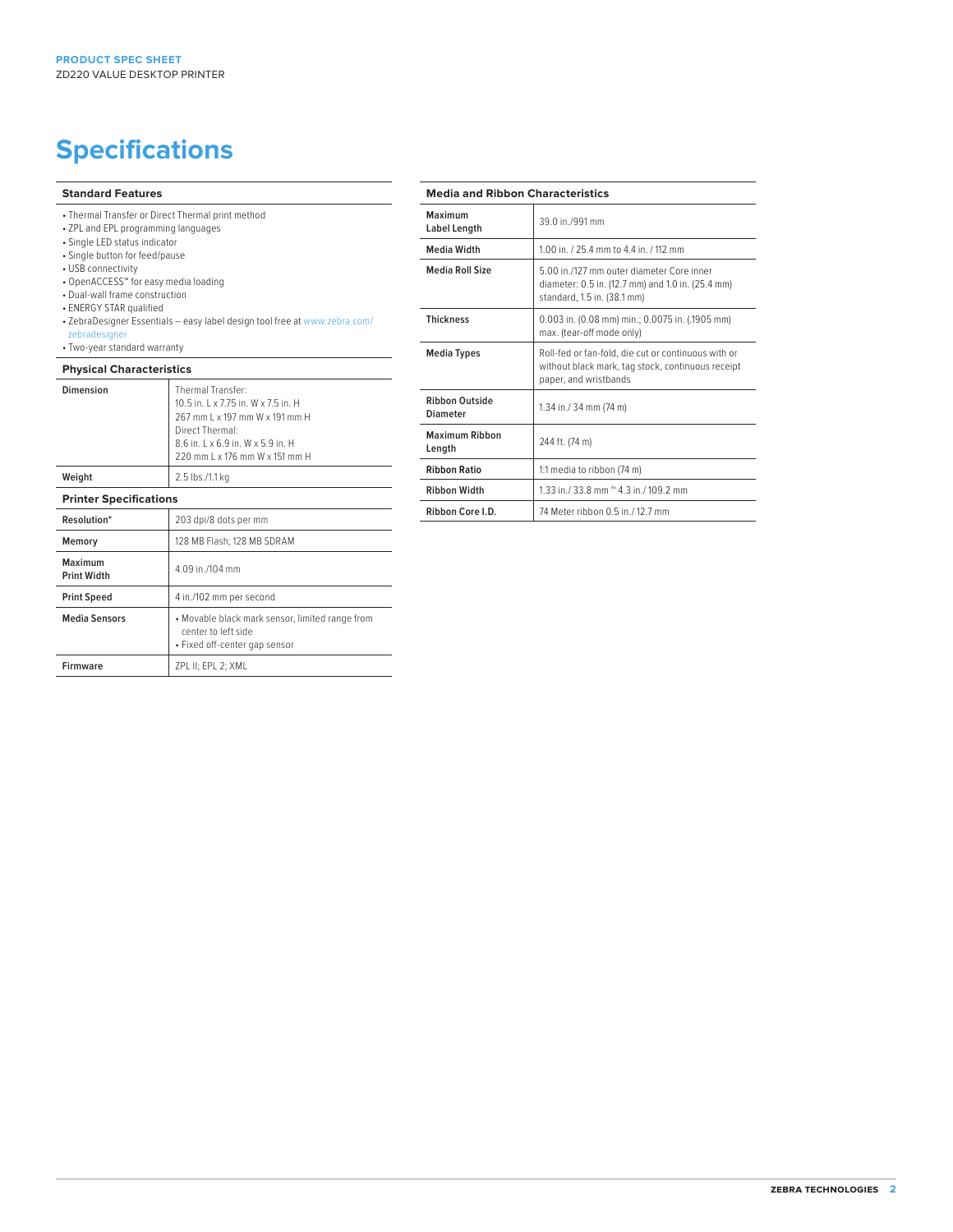PRODUCT SPEC SHEET
ZD220 VALUE DESKTOP PRINTER

# Specifications

## Standard Features

- Thermal Transfer or Direct Thermal print method
- ZPL and EPL programming languages
- Single LED status indicator
- Single button for feed/pause
- USB connectivity
- OpenACCESS™ for easy media loading
- Dual-wall frame construction
- ENERGY STAR qualified
- ZebraDesigner Essentials – easy label design tool free at www.zebra.com/zebradesigner
- Two-year standard warranty

## Physical Characteristics

| | |
|---|---|
| **Dimension** | Thermal Transfer:<br>10.5 in. L x 7.75 in. W x 7.5 in. H<br>267 mm L x 197 mm W x 191 mm H<br>Direct Thermal:<br>8.6 in. L x 6.9 in. W x 5.9 in. H<br>220 mm L x 176 mm W x 151 mm H |
| **Weight** | 2.5 lbs./1.1 kg |

## Printer Specifications

| | |
|---|---|
| **Resolution*** | 203 dpi/8 dots per mm |
| **Memory** | 128 MB Flash; 128 MB SDRAM |
| **Maximum Print Width** | 4.09 in./104 mm |
| **Print Speed** | 4 in./102 mm per second |
| **Media Sensors** | • Movable black mark sensor, limited range from center to left side<br>• Fixed off-center gap sensor |
| **Firmware** | ZPL II; EPL 2; XML |

## Media and Ribbon Characteristics

| | |
|---|---|
| **Maximum Label Length** | 39.0 in./991 mm |
| **Media Width** | 1.00 in. / 25.4 mm to 4.4 in. / 112 mm |
| **Media Roll Size** | 5.00 in./127 mm outer diameter Core inner diameter: 0.5 in. (12.7 mm) and 1.0 in. (25.4 mm) standard, 1.5 in. (38.1 mm) |
| **Thickness** | 0.003 in. (0.08 mm) min.; 0.0075 in. (.1905 mm) max. (tear-off mode only) |
| **Media Types** | Roll-fed or fan-fold, die cut or continuous with or without black mark, tag stock, continuous receipt paper, and wristbands |
| **Ribbon Outside Diameter** | 1.34 in./ 34 mm (74 m) |
| **Maximum Ribbon Length** | 244 ft. (74 m) |
| **Ribbon Ratio** | 1:1 media to ribbon (74 m) |
| **Ribbon Width** | 1.33 in./ 33.8 mm ~ 4.3 in./ 109.2 mm |
| **Ribbon Core I.D.** | 74 Meter ribbon 0.5 in./ 12.7 mm |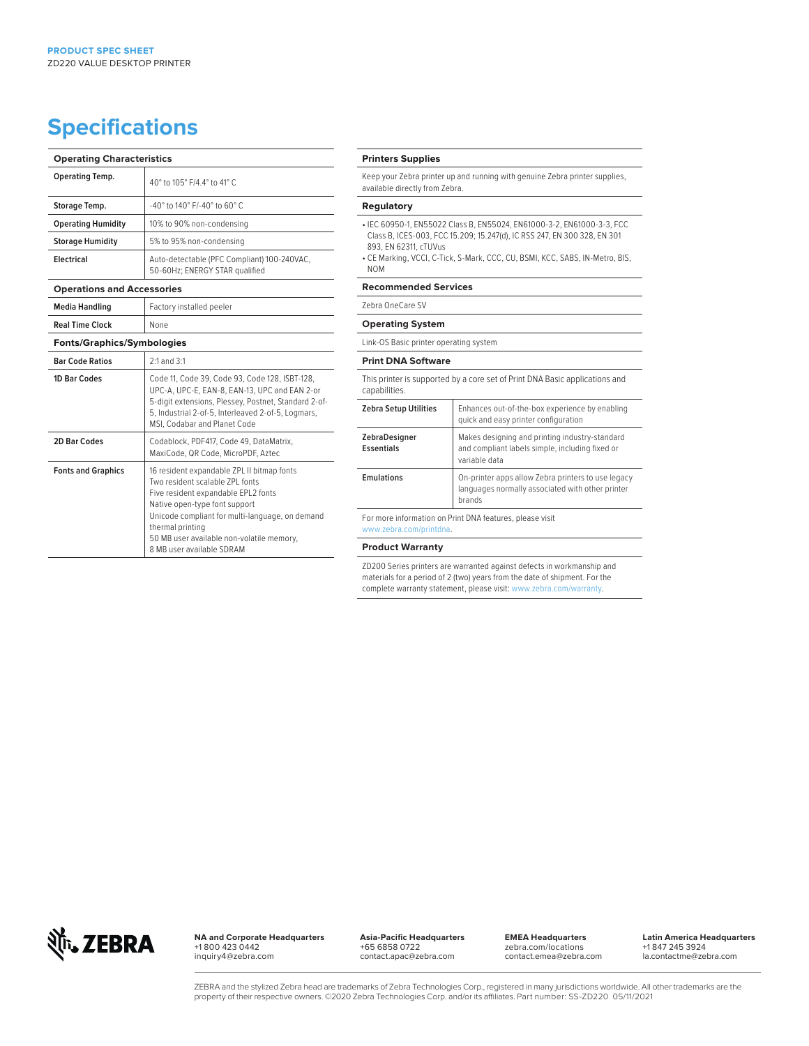PRODUCT SPEC SHEET
ZD220 VALUE DESKTOP PRINTER

# Specifications

## Operating Characteristics

| | |
|---|---|
| **Operating Temp.** | 40° to 105° F/4.4° to 41° C |
| **Storage Temp.** | -40° to 140° F/-40° to 60° C |
| **Operating Humidity** | 10% to 90% non-condensing |
| **Storage Humidity** | 5% to 95% non-condensing |
| **Electrical** | Auto-detectable (PFC Compliant) 100-240VAC, 50-60Hz; ENERGY STAR qualified |

## Operations and Accessories

| | |
|---|---|
| **Media Handling** | Factory installed peeler |
| **Real Time Clock** | None |

## Fonts/Graphics/Symbologies

| | |
|---|---|
| **Bar Code Ratios** | 2:1 and 3:1 |
| **1D Bar Codes** | Code 11, Code 39, Code 93, Code 128, ISBT-128, UPC-A, UPC-E, EAN-8, EAN-13, UPC and EAN 2-or 5-digit extensions, Plessey, Postnet, Standard 2-of-5, Industrial 2-of-5, Interleaved 2-of-5, Logmars, MSI, Codabar and Planet Code |
| **2D Bar Codes** | Codablock, PDF417, Code 49, DataMatrix, MaxiCode, QR Code, MicroPDF, Aztec |
| **Fonts and Graphics** | 16 resident expandable ZPL II bitmap fonts<br>Two resident scalable ZPL fonts<br>Five resident expandable EPL2 fonts<br>Native open-type font support<br>Unicode compliant for multi-language, on demand thermal printing<br>50 MB user available non-volatile memory, 8 MB user available SDRAM |

## Printers Supplies

Keep your Zebra printer up and running with genuine Zebra printer supplies, available directly from Zebra.

## Regulatory

- IEC 60950-1, EN55022 Class B, EN55024, EN61000-3-2, EN61000-3-3, FCC Class B, ICES-003, FCC 15.209; 15.247(d), IC RSS 247, EN 300 328, EN 301 893, EN 62311, cTUVus
- CE Marking, VCCI, C-Tick, S-Mark, CCC, CU, BSMI, KCC, SABS, IN-Metro, BIS, NOM

## Recommended Services

Zebra OneCare SV

## Operating System

Link-OS Basic printer operating system

## Print DNA Software

This printer is supported by a core set of Print DNA Basic applications and capabilities.

| | |
|---|---|
| **Zebra Setup Utilities** | Enhances out-of-the-box experience by enabling quick and easy printer configuration |
| **ZebraDesigner Essentials** | Makes designing and printing industry-standard and compliant labels simple, including fixed or variable data |
| **Emulations** | On-printer apps allow Zebra printers to use legacy languages normally associated with other printer brands |

For more information on Print DNA features, please visit www.zebra.com/printdna.

## Product Warranty

ZD200 Series printers are warranted against defects in workmanship and materials for a period of 2 (two) years from the date of shipment. For the complete warranty statement, please visit: www.zebra.com/warranty.

**NA and Corporate Headquarters**
+1 800 423 0442
inquiry4@zebra.com

**Asia-Pacific Headquarters**
+65 6858 0722
contact.apac@zebra.com

**EMEA Headquarters**
zebra.com/locations
contact.emea@zebra.com

**Latin America Headquarters**
+1 847 245 3924
la.contactme@zebra.com

ZEBRA and the stylized Zebra head are trademarks of Zebra Technologies Corp., registered in many jurisdictions worldwide. All other trademarks are the property of their respective owners. ©2020 Zebra Technologies Corp. and/or its affiliates. Part number: SS-ZD220 05/11/2021